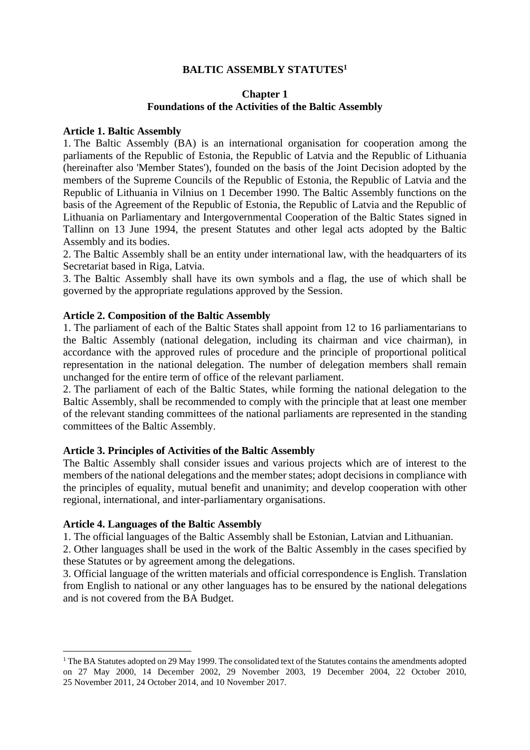# BALTIC ASSEMBLY STATUTES[1]

## Chapter 1
## Foundations of the Activities of the Baltic Assembly

### Article 1. Baltic Assembly

1. The Baltic Assembly (BA) is an international organisation for cooperation among the parliaments of the Republic of Estonia, the Republic of Latvia and the Republic of Lithuania (hereinafter also 'Member States'), founded on the basis of the Joint Decision adopted by the members of the Supreme Councils of the Republic of Estonia, the Republic of Latvia and the Republic of Lithuania in Vilnius on 1 December 1990. The Baltic Assembly functions on the basis of the Agreement of the Republic of Estonia, the Republic of Latvia and the Republic of Lithuania on Parliamentary and Intergovernmental Cooperation of the Baltic States signed in Tallinn on 13 June 1994, the present Statutes and other legal acts adopted by the Baltic Assembly and its bodies.
2. The Baltic Assembly shall be an entity under international law, with the headquarters of its Secretariat based in Riga, Latvia.
3. The Baltic Assembly shall have its own symbols and a flag, the use of which shall be governed by the appropriate regulations approved by the Session.

### Article 2. Composition of the Baltic Assembly

1. The parliament of each of the Baltic States shall appoint from 12 to 16 parliamentarians to the Baltic Assembly (national delegation, including its chairman and vice chairman), in accordance with the approved rules of procedure and the principle of proportional political representation in the national delegation. The number of delegation members shall remain unchanged for the entire term of office of the relevant parliament.
2. The parliament of each of the Baltic States, while forming the national delegation to the Baltic Assembly, shall be recommended to comply with the principle that at least one member of the relevant standing committees of the national parliaments are represented in the standing committees of the Baltic Assembly.

### Article 3. Principles of Activities of the Baltic Assembly

The Baltic Assembly shall consider issues and various projects which are of interest to the members of the national delegations and the member states; adopt decisions in compliance with the principles of equality, mutual benefit and unanimity; and develop cooperation with other regional, international, and inter-parliamentary organisations.

### Article 4. Languages of the Baltic Assembly

1. The official languages of the Baltic Assembly shall be Estonian, Latvian and Lithuanian.
2. Other languages shall be used in the work of the Baltic Assembly in the cases specified by these Statutes or by agreement among the delegations.
3. Official language of the written materials and official correspondence is English. Translation from English to national or any other languages has to be ensured by the national delegations and is not covered from the BA Budget.

---

[1] The BA Statutes adopted on 29 May 1999. The consolidated text of the Statutes contains the amendments adopted on 27 May 2000, 14 December 2002, 29 November 2003, 19 December 2004, 22 October 2010, 25 November 2011, 24 October 2014, and 10 November 2017.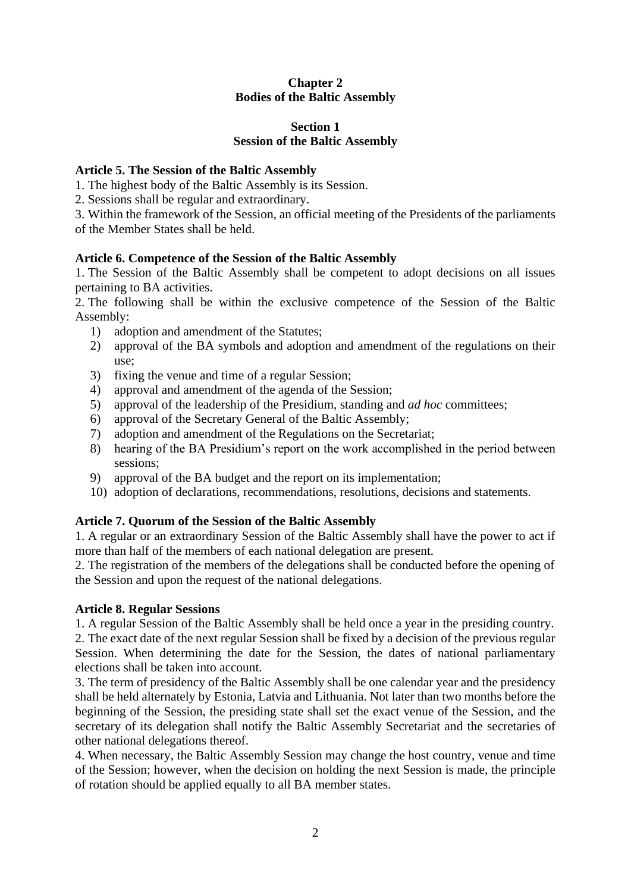## Chapter 2
## Bodies of the Baltic Assembly

### Section 1
### Session of the Baltic Assembly

**Article 5. The Session of the Baltic Assembly**

1. The highest body of the Baltic Assembly is its Session.
2. Sessions shall be regular and extraordinary.
3. Within the framework of the Session, an official meeting of the Presidents of the parliaments of the Member States shall be held.

**Article 6. Competence of the Session of the Baltic Assembly**

1. The Session of the Baltic Assembly shall be competent to adopt decisions on all issues pertaining to BA activities.
2. The following shall be within the exclusive competence of the Session of the Baltic Assembly:
   1) adoption and amendment of the Statutes;
   2) approval of the BA symbols and adoption and amendment of the regulations on their use;
   3) fixing the venue and time of a regular Session;
   4) approval and amendment of the agenda of the Session;
   5) approval of the leadership of the Presidium, standing and *ad hoc* committees;
   6) approval of the Secretary General of the Baltic Assembly;
   7) adoption and amendment of the Regulations on the Secretariat;
   8) hearing of the BA Presidium's report on the work accomplished in the period between sessions;
   9) approval of the BA budget and the report on its implementation;
   10) adoption of declarations, recommendations, resolutions, decisions and statements.

**Article 7. Quorum of the Session of the Baltic Assembly**

1. A regular or an extraordinary Session of the Baltic Assembly shall have the power to act if more than half of the members of each national delegation are present.
2. The registration of the members of the delegations shall be conducted before the opening of the Session and upon the request of the national delegations.

**Article 8. Regular Sessions**

1. A regular Session of the Baltic Assembly shall be held once a year in the presiding country.
2. The exact date of the next regular Session shall be fixed by a decision of the previous regular Session. When determining the date for the Session, the dates of national parliamentary elections shall be taken into account.
3. The term of presidency of the Baltic Assembly shall be one calendar year and the presidency shall be held alternately by Estonia, Latvia and Lithuania. Not later than two months before the beginning of the Session, the presiding state shall set the exact venue of the Session, and the secretary of its delegation shall notify the Baltic Assembly Secretariat and the secretaries of other national delegations thereof.
4. When necessary, the Baltic Assembly Session may change the host country, venue and time of the Session; however, when the decision on holding the next Session is made, the principle of rotation should be applied equally to all BA member states.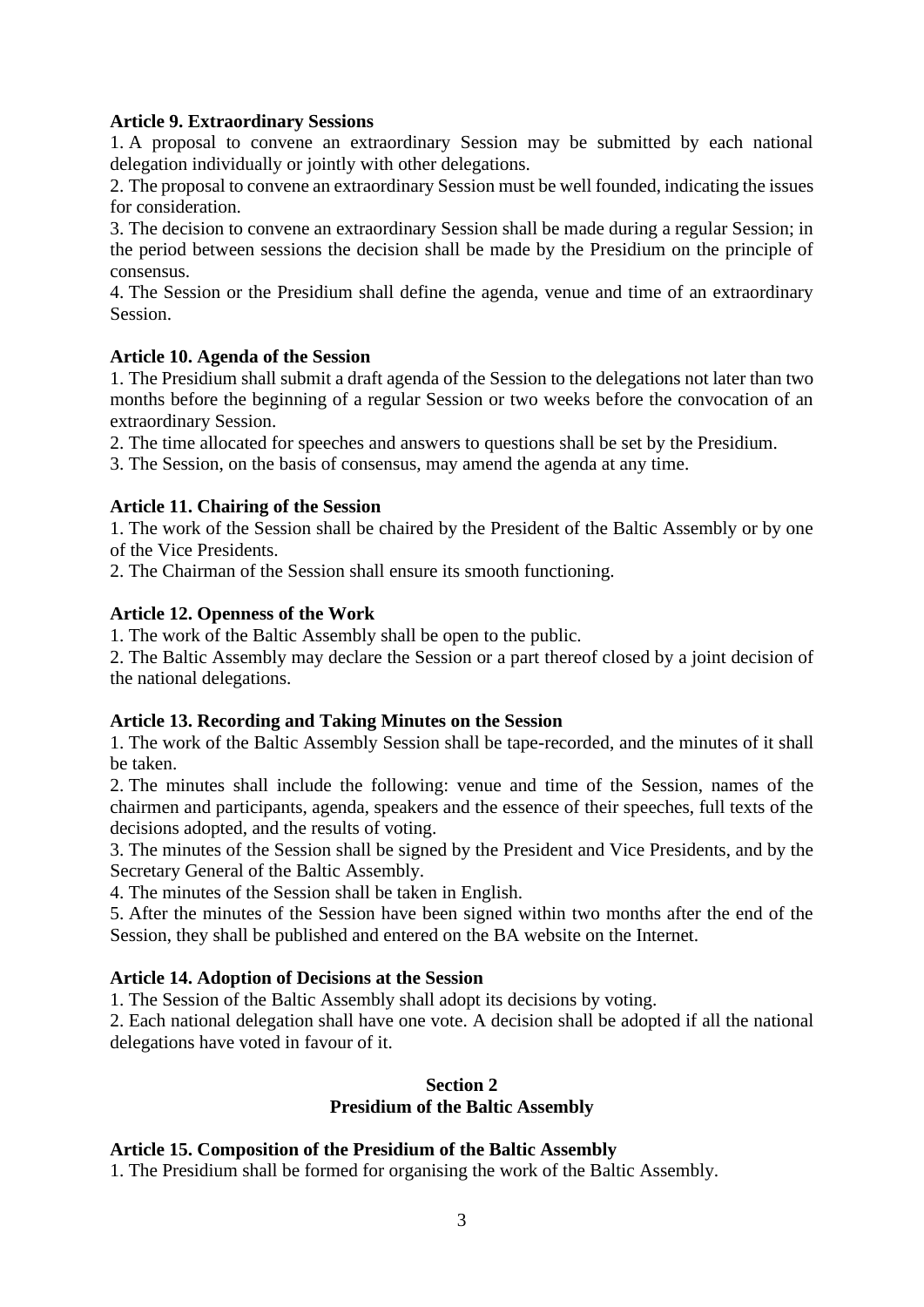**Article 9. Extraordinary Sessions**

1. A proposal to convene an extraordinary Session may be submitted by each national delegation individually or jointly with other delegations.
2. The proposal to convene an extraordinary Session must be well founded, indicating the issues for consideration.
3. The decision to convene an extraordinary Session shall be made during a regular Session; in the period between sessions the decision shall be made by the Presidium on the principle of consensus.
4. The Session or the Presidium shall define the agenda, venue and time of an extraordinary Session.

**Article 10. Agenda of the Session**

1. The Presidium shall submit a draft agenda of the Session to the delegations not later than two months before the beginning of a regular Session or two weeks before the convocation of an extraordinary Session.
2. The time allocated for speeches and answers to questions shall be set by the Presidium.
3. The Session, on the basis of consensus, may amend the agenda at any time.

**Article 11. Chairing of the Session**

1. The work of the Session shall be chaired by the President of the Baltic Assembly or by one of the Vice Presidents.
2. The Chairman of the Session shall ensure its smooth functioning.

**Article 12. Openness of the Work**

1. The work of the Baltic Assembly shall be open to the public.
2. The Baltic Assembly may declare the Session or a part thereof closed by a joint decision of the national delegations.

**Article 13. Recording and Taking Minutes on the Session**

1. The work of the Baltic Assembly Session shall be tape-recorded, and the minutes of it shall be taken.
2. The minutes shall include the following: venue and time of the Session, names of the chairmen and participants, agenda, speakers and the essence of their speeches, full texts of the decisions adopted, and the results of voting.
3. The minutes of the Session shall be signed by the President and Vice Presidents, and by the Secretary General of the Baltic Assembly.
4. The minutes of the Session shall be taken in English.
5. After the minutes of the Session have been signed within two months after the end of the Session, they shall be published and entered on the BA website on the Internet.

**Article 14. Adoption of Decisions at the Session**

1. The Session of the Baltic Assembly shall adopt its decisions by voting.
2. Each national delegation shall have one vote. A decision shall be adopted if all the national delegations have voted in favour of it.

## Section 2
## Presidium of the Baltic Assembly

**Article 15. Composition of the Presidium of the Baltic Assembly**

1. The Presidium shall be formed for organising the work of the Baltic Assembly.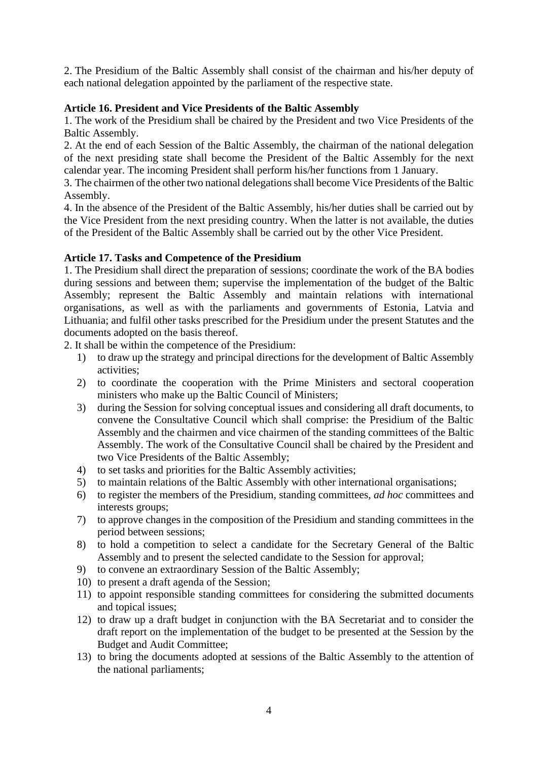2. The Presidium of the Baltic Assembly shall consist of the chairman and his/her deputy of each national delegation appointed by the parliament of the respective state.

**Article 16. President and Vice Presidents of the Baltic Assembly**

1. The work of the Presidium shall be chaired by the President and two Vice Presidents of the Baltic Assembly.
2. At the end of each Session of the Baltic Assembly, the chairman of the national delegation of the next presiding state shall become the President of the Baltic Assembly for the next calendar year. The incoming President shall perform his/her functions from 1 January.
3. The chairmen of the other two national delegations shall become Vice Presidents of the Baltic Assembly.
4. In the absence of the President of the Baltic Assembly, his/her duties shall be carried out by the Vice President from the next presiding country. When the latter is not available, the duties of the President of the Baltic Assembly shall be carried out by the other Vice President.

**Article 17. Tasks and Competence of the Presidium**

1. The Presidium shall direct the preparation of sessions; coordinate the work of the BA bodies during sessions and between them; supervise the implementation of the budget of the Baltic Assembly; represent the Baltic Assembly and maintain relations with international organisations, as well as with the parliaments and governments of Estonia, Latvia and Lithuania; and fulfil other tasks prescribed for the Presidium under the present Statutes and the documents adopted on the basis thereof.
2. It shall be within the competence of the Presidium:
    1) to draw up the strategy and principal directions for the development of Baltic Assembly activities;
    2) to coordinate the cooperation with the Prime Ministers and sectoral cooperation ministers who make up the Baltic Council of Ministers;
    3) during the Session for solving conceptual issues and considering all draft documents, to convene the Consultative Council which shall comprise: the Presidium of the Baltic Assembly and the chairmen and vice chairmen of the standing committees of the Baltic Assembly. The work of the Consultative Council shall be chaired by the President and two Vice Presidents of the Baltic Assembly;
    4) to set tasks and priorities for the Baltic Assembly activities;
    5) to maintain relations of the Baltic Assembly with other international organisations;
    6) to register the members of the Presidium, standing committees, *ad hoc* committees and interests groups;
    7) to approve changes in the composition of the Presidium and standing committees in the period between sessions;
    8) to hold a competition to select a candidate for the Secretary General of the Baltic Assembly and to present the selected candidate to the Session for approval;
    9) to convene an extraordinary Session of the Baltic Assembly;
    10) to present a draft agenda of the Session;
    11) to appoint responsible standing committees for considering the submitted documents and topical issues;
    12) to draw up a draft budget in conjunction with the BA Secretariat and to consider the draft report on the implementation of the budget to be presented at the Session by the Budget and Audit Committee;
    13) to bring the documents adopted at sessions of the Baltic Assembly to the attention of the national parliaments;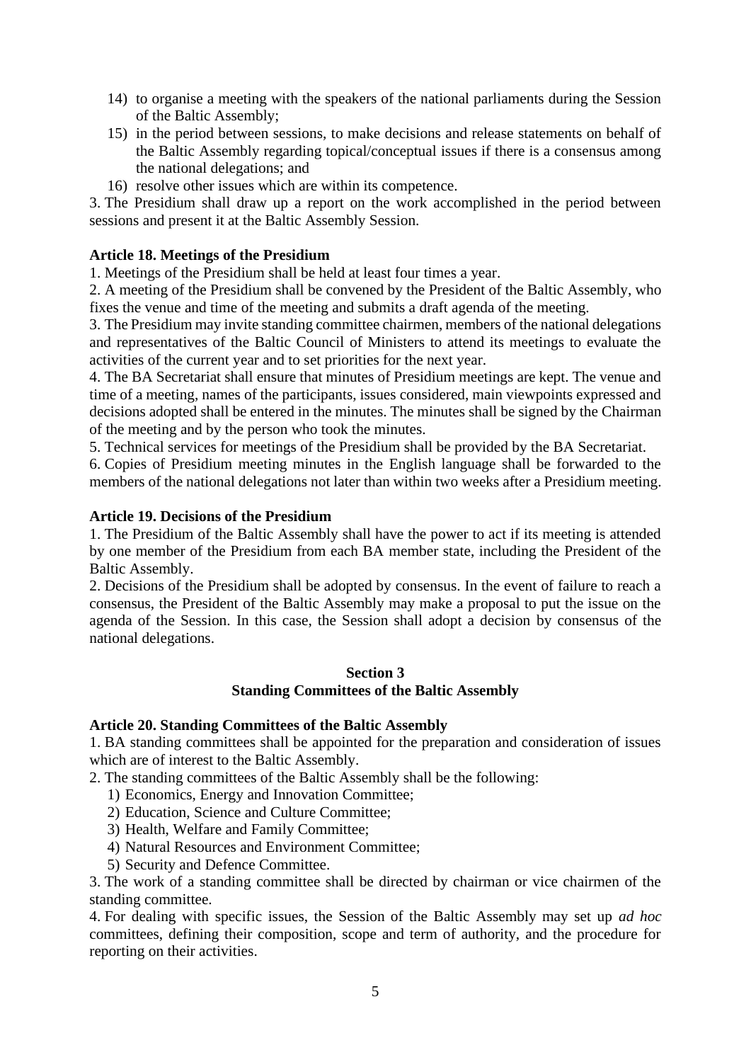14) to organise a meeting with the speakers of the national parliaments during the Session of the Baltic Assembly;
15) in the period between sessions, to make decisions and release statements on behalf of the Baltic Assembly regarding topical/conceptual issues if there is a consensus among the national delegations; and
16) resolve other issues which are within its competence.

3. The Presidium shall draw up a report on the work accomplished in the period between sessions and present it at the Baltic Assembly Session.

**Article 18. Meetings of the Presidium**

1. Meetings of the Presidium shall be held at least four times a year.
2. A meeting of the Presidium shall be convened by the President of the Baltic Assembly, who fixes the venue and time of the meeting and submits a draft agenda of the meeting.
3. The Presidium may invite standing committee chairmen, members of the national delegations and representatives of the Baltic Council of Ministers to attend its meetings to evaluate the activities of the current year and to set priorities for the next year.
4. The BA Secretariat shall ensure that minutes of Presidium meetings are kept. The venue and time of a meeting, names of the participants, issues considered, main viewpoints expressed and decisions adopted shall be entered in the minutes. The minutes shall be signed by the Chairman of the meeting and by the person who took the minutes.
5. Technical services for meetings of the Presidium shall be provided by the BA Secretariat.
6. Copies of Presidium meeting minutes in the English language shall be forwarded to the members of the national delegations not later than within two weeks after a Presidium meeting.

**Article 19. Decisions of the Presidium**

1. The Presidium of the Baltic Assembly shall have the power to act if its meeting is attended by one member of the Presidium from each BA member state, including the President of the Baltic Assembly.
2. Decisions of the Presidium shall be adopted by consensus. In the event of failure to reach a consensus, the President of the Baltic Assembly may make a proposal to put the issue on the agenda of the Session. In this case, the Session shall adopt a decision by consensus of the national delegations.

## Section 3
## Standing Committees of the Baltic Assembly

**Article 20. Standing Committees of the Baltic Assembly**

1. BA standing committees shall be appointed for the preparation and consideration of issues which are of interest to the Baltic Assembly.
2. The standing committees of the Baltic Assembly shall be the following:
   1) Economics, Energy and Innovation Committee;
   2) Education, Science and Culture Committee;
   3) Health, Welfare and Family Committee;
   4) Natural Resources and Environment Committee;
   5) Security and Defence Committee.
3. The work of a standing committee shall be directed by chairman or vice chairmen of the standing committee.
4. For dealing with specific issues, the Session of the Baltic Assembly may set up *ad hoc* committees, defining their composition, scope and term of authority, and the procedure for reporting on their activities.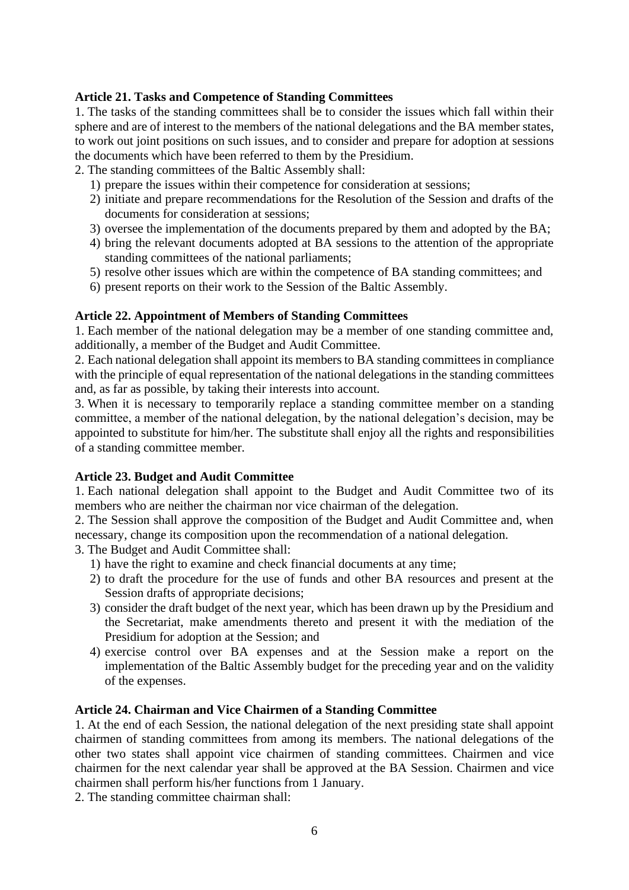**Article 21. Tasks and Competence of Standing Committees**

1. The tasks of the standing committees shall be to consider the issues which fall within their sphere and are of interest to the members of the national delegations and the BA member states, to work out joint positions on such issues, and to consider and prepare for adoption at sessions the documents which have been referred to them by the Presidium.

2. The standing committees of the Baltic Assembly shall:

   1) prepare the issues within their competence for consideration at sessions;
   2) initiate and prepare recommendations for the Resolution of the Session and drafts of the documents for consideration at sessions;
   3) oversee the implementation of the documents prepared by them and adopted by the BA;
   4) bring the relevant documents adopted at BA sessions to the attention of the appropriate standing committees of the national parliaments;
   5) resolve other issues which are within the competence of BA standing committees; and
   6) present reports on their work to the Session of the Baltic Assembly.

**Article 22. Appointment of Members of Standing Committees**

1. Each member of the national delegation may be a member of one standing committee and, additionally, a member of the Budget and Audit Committee.

2. Each national delegation shall appoint its members to BA standing committees in compliance with the principle of equal representation of the national delegations in the standing committees and, as far as possible, by taking their interests into account.

3. When it is necessary to temporarily replace a standing committee member on a standing committee, a member of the national delegation, by the national delegation's decision, may be appointed to substitute for him/her. The substitute shall enjoy all the rights and responsibilities of a standing committee member.

**Article 23. Budget and Audit Committee**

1. Each national delegation shall appoint to the Budget and Audit Committee two of its members who are neither the chairman nor vice chairman of the delegation.

2. The Session shall approve the composition of the Budget and Audit Committee and, when necessary, change its composition upon the recommendation of a national delegation.

3. The Budget and Audit Committee shall:

   1) have the right to examine and check financial documents at any time;
   2) to draft the procedure for the use of funds and other BA resources and present at the Session drafts of appropriate decisions;
   3) consider the draft budget of the next year, which has been drawn up by the Presidium and the Secretariat, make amendments thereto and present it with the mediation of the Presidium for adoption at the Session; and
   4) exercise control over BA expenses and at the Session make a report on the implementation of the Baltic Assembly budget for the preceding year and on the validity of the expenses.

**Article 24. Chairman and Vice Chairmen of a Standing Committee**

1. At the end of each Session, the national delegation of the next presiding state shall appoint chairmen of standing committees from among its members. The national delegations of the other two states shall appoint vice chairmen of standing committees. Chairmen and vice chairmen for the next calendar year shall be approved at the BA Session. Chairmen and vice chairmen shall perform his/her functions from 1 January.

2. The standing committee chairman shall: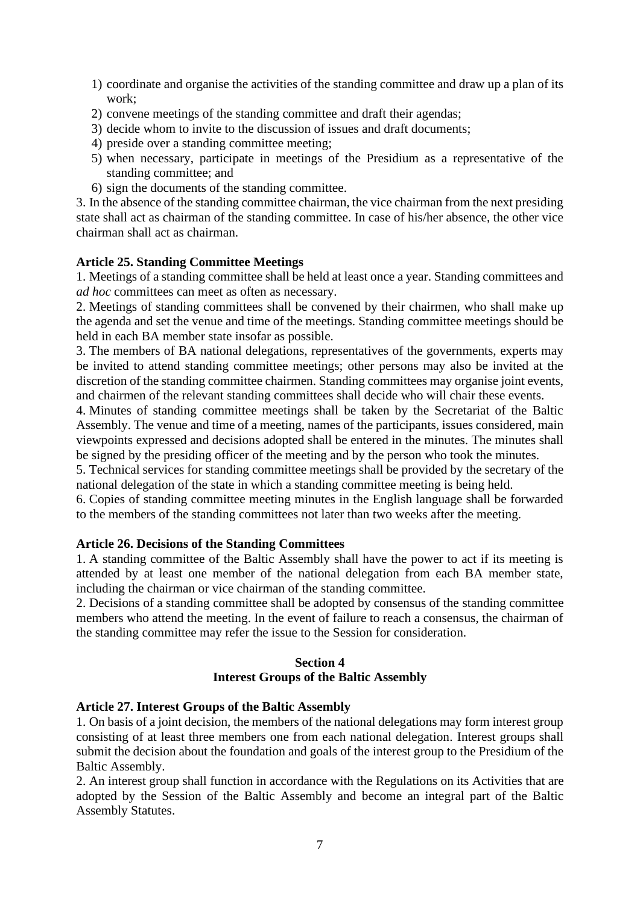1) coordinate and organise the activities of the standing committee and draw up a plan of its work;
2) convene meetings of the standing committee and draft their agendas;
3) decide whom to invite to the discussion of issues and draft documents;
4) preside over a standing committee meeting;
5) when necessary, participate in meetings of the Presidium as a representative of the standing committee; and
6) sign the documents of the standing committee.

3. In the absence of the standing committee chairman, the vice chairman from the next presiding state shall act as chairman of the standing committee. In case of his/her absence, the other vice chairman shall act as chairman.

**Article 25. Standing Committee Meetings**

1. Meetings of a standing committee shall be held at least once a year. Standing committees and *ad hoc* committees can meet as often as necessary.

2. Meetings of standing committees shall be convened by their chairmen, who shall make up the agenda and set the venue and time of the meetings. Standing committee meetings should be held in each BA member state insofar as possible.

3. The members of BA national delegations, representatives of the governments, experts may be invited to attend standing committee meetings; other persons may also be invited at the discretion of the standing committee chairmen. Standing committees may organise joint events, and chairmen of the relevant standing committees shall decide who will chair these events.

4. Minutes of standing committee meetings shall be taken by the Secretariat of the Baltic Assembly. The venue and time of a meeting, names of the participants, issues considered, main viewpoints expressed and decisions adopted shall be entered in the minutes. The minutes shall be signed by the presiding officer of the meeting and by the person who took the minutes.

5. Technical services for standing committee meetings shall be provided by the secretary of the national delegation of the state in which a standing committee meeting is being held.

6. Copies of standing committee meeting minutes in the English language shall be forwarded to the members of the standing committees not later than two weeks after the meeting.

**Article 26. Decisions of the Standing Committees**

1. A standing committee of the Baltic Assembly shall have the power to act if its meeting is attended by at least one member of the national delegation from each BA member state, including the chairman or vice chairman of the standing committee.

2. Decisions of a standing committee shall be adopted by consensus of the standing committee members who attend the meeting. In the event of failure to reach a consensus, the chairman of the standing committee may refer the issue to the Session for consideration.

## Section 4
## Interest Groups of the Baltic Assembly

**Article 27. Interest Groups of the Baltic Assembly**

1. On basis of a joint decision, the members of the national delegations may form interest group consisting of at least three members one from each national delegation. Interest groups shall submit the decision about the foundation and goals of the interest group to the Presidium of the Baltic Assembly.

2. An interest group shall function in accordance with the Regulations on its Activities that are adopted by the Session of the Baltic Assembly and become an integral part of the Baltic Assembly Statutes.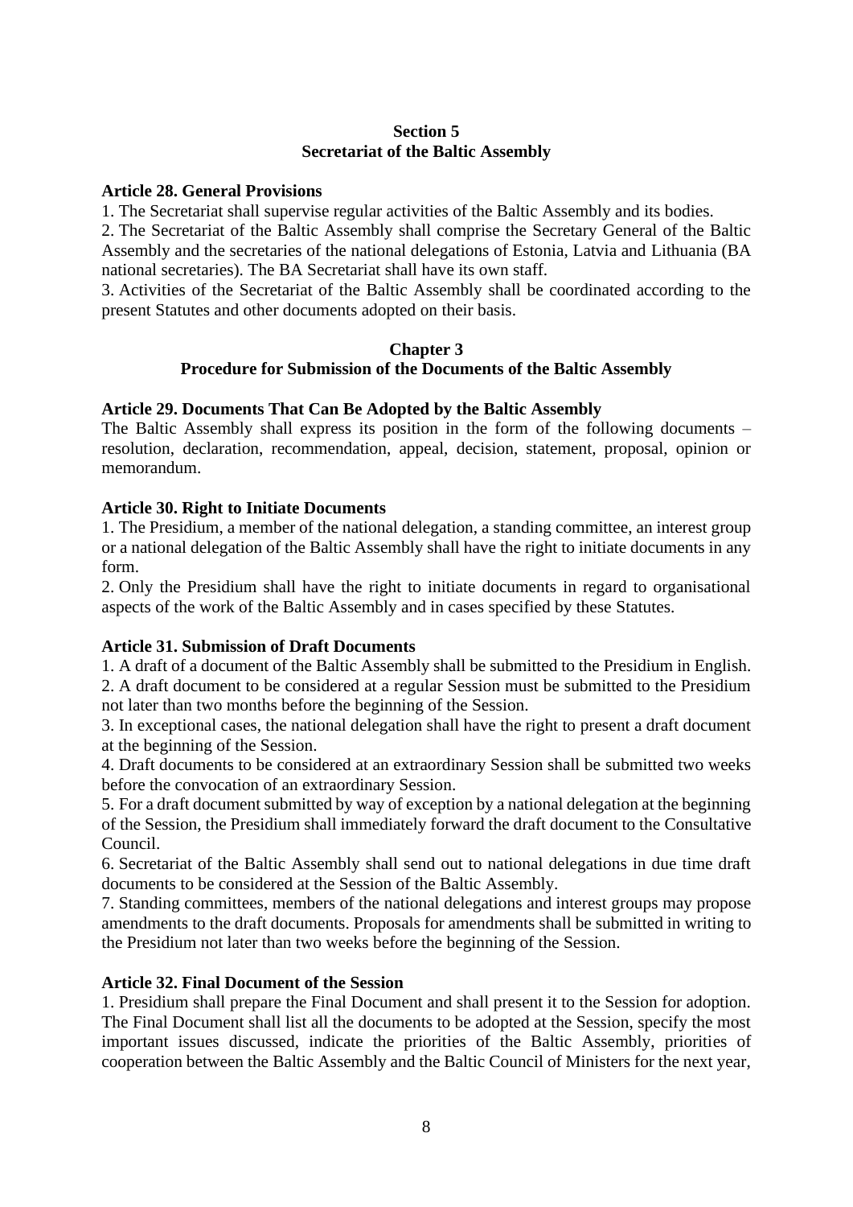## Section 5
## Secretariat of the Baltic Assembly

**Article 28. General Provisions**

1. The Secretariat shall supervise regular activities of the Baltic Assembly and its bodies.
2. The Secretariat of the Baltic Assembly shall comprise the Secretary General of the Baltic Assembly and the secretaries of the national delegations of Estonia, Latvia and Lithuania (BA national secretaries). The BA Secretariat shall have its own staff.
3. Activities of the Secretariat of the Baltic Assembly shall be coordinated according to the present Statutes and other documents adopted on their basis.

## Chapter 3
## Procedure for Submission of the Documents of the Baltic Assembly

**Article 29. Documents That Can Be Adopted by the Baltic Assembly**

The Baltic Assembly shall express its position in the form of the following documents – resolution, declaration, recommendation, appeal, decision, statement, proposal, opinion or memorandum.

**Article 30. Right to Initiate Documents**

1. The Presidium, a member of the national delegation, a standing committee, an interest group or a national delegation of the Baltic Assembly shall have the right to initiate documents in any form.
2. Only the Presidium shall have the right to initiate documents in regard to organisational aspects of the work of the Baltic Assembly and in cases specified by these Statutes.

**Article 31. Submission of Draft Documents**

1. A draft of a document of the Baltic Assembly shall be submitted to the Presidium in English.
2. A draft document to be considered at a regular Session must be submitted to the Presidium not later than two months before the beginning of the Session.
3. In exceptional cases, the national delegation shall have the right to present a draft document at the beginning of the Session.
4. Draft documents to be considered at an extraordinary Session shall be submitted two weeks before the convocation of an extraordinary Session.
5. For a draft document submitted by way of exception by a national delegation at the beginning of the Session, the Presidium shall immediately forward the draft document to the Consultative Council.
6. Secretariat of the Baltic Assembly shall send out to national delegations in due time draft documents to be considered at the Session of the Baltic Assembly.
7. Standing committees, members of the national delegations and interest groups may propose amendments to the draft documents. Proposals for amendments shall be submitted in writing to the Presidium not later than two weeks before the beginning of the Session.

**Article 32. Final Document of the Session**

1. Presidium shall prepare the Final Document and shall present it to the Session for adoption. The Final Document shall list all the documents to be adopted at the Session, specify the most important issues discussed, indicate the priorities of the Baltic Assembly, priorities of cooperation between the Baltic Assembly and the Baltic Council of Ministers for the next year,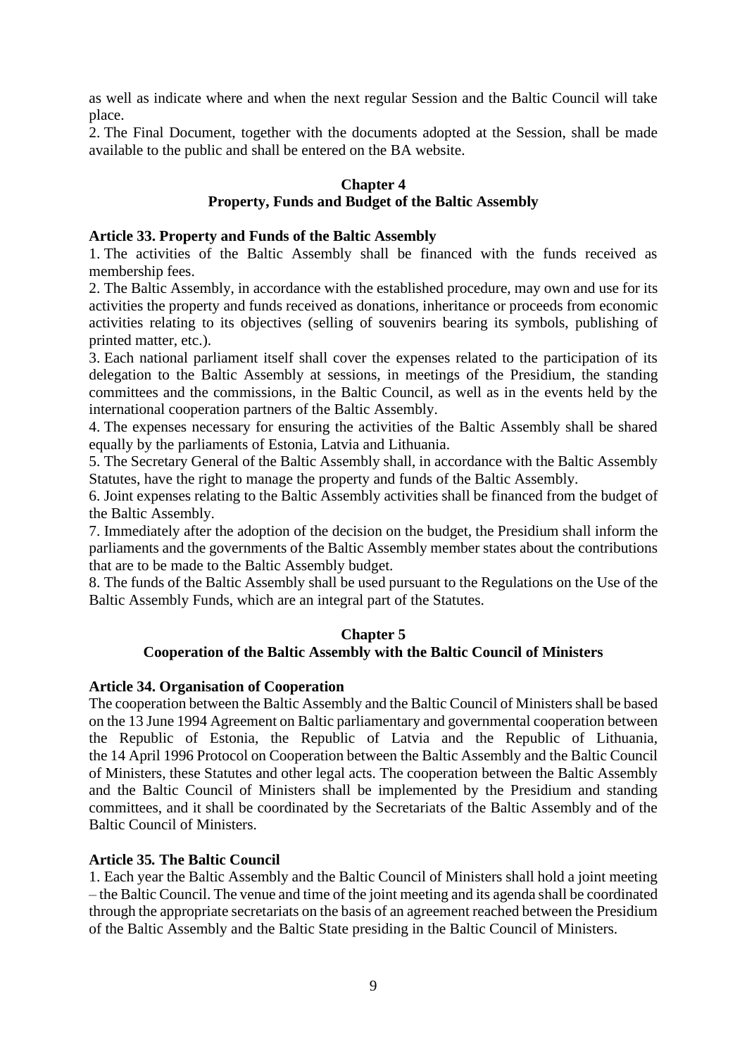as well as indicate where and when the next regular Session and the Baltic Council will take place.

2. The Final Document, together with the documents adopted at the Session, shall be made available to the public and shall be entered on the BA website.

## Chapter 4
## Property, Funds and Budget of the Baltic Assembly

### Article 33. Property and Funds of the Baltic Assembly

1. The activities of the Baltic Assembly shall be financed with the funds received as membership fees.
2. The Baltic Assembly, in accordance with the established procedure, may own and use for its activities the property and funds received as donations, inheritance or proceeds from economic activities relating to its objectives (selling of souvenirs bearing its symbols, publishing of printed matter, etc.).
3. Each national parliament itself shall cover the expenses related to the participation of its delegation to the Baltic Assembly at sessions, in meetings of the Presidium, the standing committees and the commissions, in the Baltic Council, as well as in the events held by the international cooperation partners of the Baltic Assembly.
4. The expenses necessary for ensuring the activities of the Baltic Assembly shall be shared equally by the parliaments of Estonia, Latvia and Lithuania.
5. The Secretary General of the Baltic Assembly shall, in accordance with the Baltic Assembly Statutes, have the right to manage the property and funds of the Baltic Assembly.
6. Joint expenses relating to the Baltic Assembly activities shall be financed from the budget of the Baltic Assembly.
7. Immediately after the adoption of the decision on the budget, the Presidium shall inform the parliaments and the governments of the Baltic Assembly member states about the contributions that are to be made to the Baltic Assembly budget.
8. The funds of the Baltic Assembly shall be used pursuant to the Regulations on the Use of the Baltic Assembly Funds, which are an integral part of the Statutes.

## Chapter 5
## Cooperation of the Baltic Assembly with the Baltic Council of Ministers

### Article 34. Organisation of Cooperation

The cooperation between the Baltic Assembly and the Baltic Council of Ministers shall be based on the 13 June 1994 Agreement on Baltic parliamentary and governmental cooperation between the Republic of Estonia, the Republic of Latvia and the Republic of Lithuania, the 14 April 1996 Protocol on Cooperation between the Baltic Assembly and the Baltic Council of Ministers, these Statutes and other legal acts. The cooperation between the Baltic Assembly and the Baltic Council of Ministers shall be implemented by the Presidium and standing committees, and it shall be coordinated by the Secretariats of the Baltic Assembly and of the Baltic Council of Ministers.

### Article 35. The Baltic Council

1. Each year the Baltic Assembly and the Baltic Council of Ministers shall hold a joint meeting – the Baltic Council. The venue and time of the joint meeting and its agenda shall be coordinated through the appropriate secretariats on the basis of an agreement reached between the Presidium of the Baltic Assembly and the Baltic State presiding in the Baltic Council of Ministers.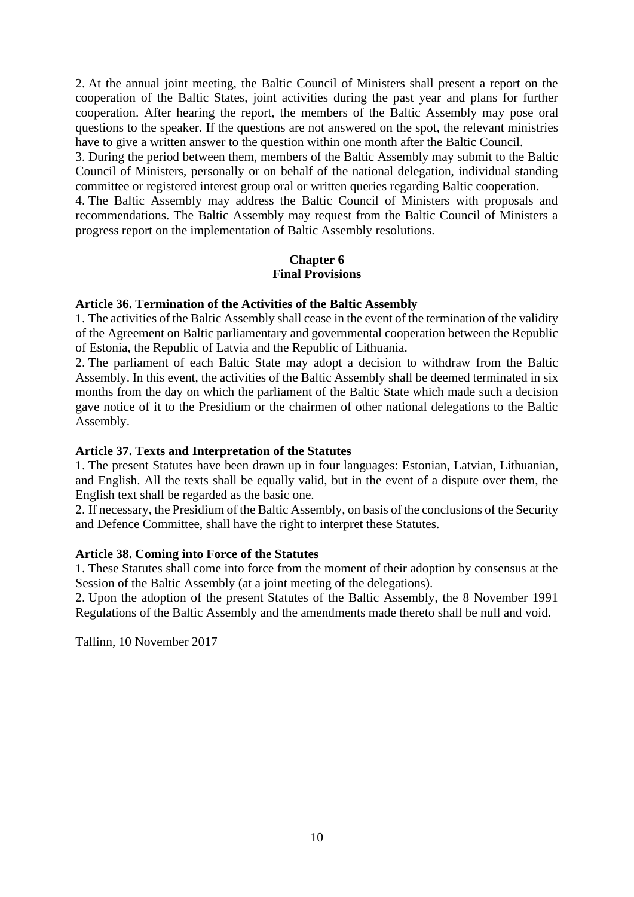2. At the annual joint meeting, the Baltic Council of Ministers shall present a report on the cooperation of the Baltic States, joint activities during the past year and plans for further cooperation. After hearing the report, the members of the Baltic Assembly may pose oral questions to the speaker. If the questions are not answered on the spot, the relevant ministries have to give a written answer to the question within one month after the Baltic Council.

3. During the period between them, members of the Baltic Assembly may submit to the Baltic Council of Ministers, personally or on behalf of the national delegation, individual standing committee or registered interest group oral or written queries regarding Baltic cooperation.

4. The Baltic Assembly may address the Baltic Council of Ministers with proposals and recommendations. The Baltic Assembly may request from the Baltic Council of Ministers a progress report on the implementation of Baltic Assembly resolutions.

## Chapter 6
## Final Provisions

**Article 36. Termination of the Activities of the Baltic Assembly**

1. The activities of the Baltic Assembly shall cease in the event of the termination of the validity of the Agreement on Baltic parliamentary and governmental cooperation between the Republic of Estonia, the Republic of Latvia and the Republic of Lithuania.

2. The parliament of each Baltic State may adopt a decision to withdraw from the Baltic Assembly. In this event, the activities of the Baltic Assembly shall be deemed terminated in six months from the day on which the parliament of the Baltic State which made such a decision gave notice of it to the Presidium or the chairmen of other national delegations to the Baltic Assembly.

**Article 37. Texts and Interpretation of the Statutes**

1. The present Statutes have been drawn up in four languages: Estonian, Latvian, Lithuanian, and English. All the texts shall be equally valid, but in the event of a dispute over them, the English text shall be regarded as the basic one.

2. If necessary, the Presidium of the Baltic Assembly, on basis of the conclusions of the Security and Defence Committee, shall have the right to interpret these Statutes.

**Article 38. Coming into Force of the Statutes**

1. These Statutes shall come into force from the moment of their adoption by consensus at the Session of the Baltic Assembly (at a joint meeting of the delegations).

2. Upon the adoption of the present Statutes of the Baltic Assembly, the 8 November 1991 Regulations of the Baltic Assembly and the amendments made thereto shall be null and void.

Tallinn, 10 November 2017